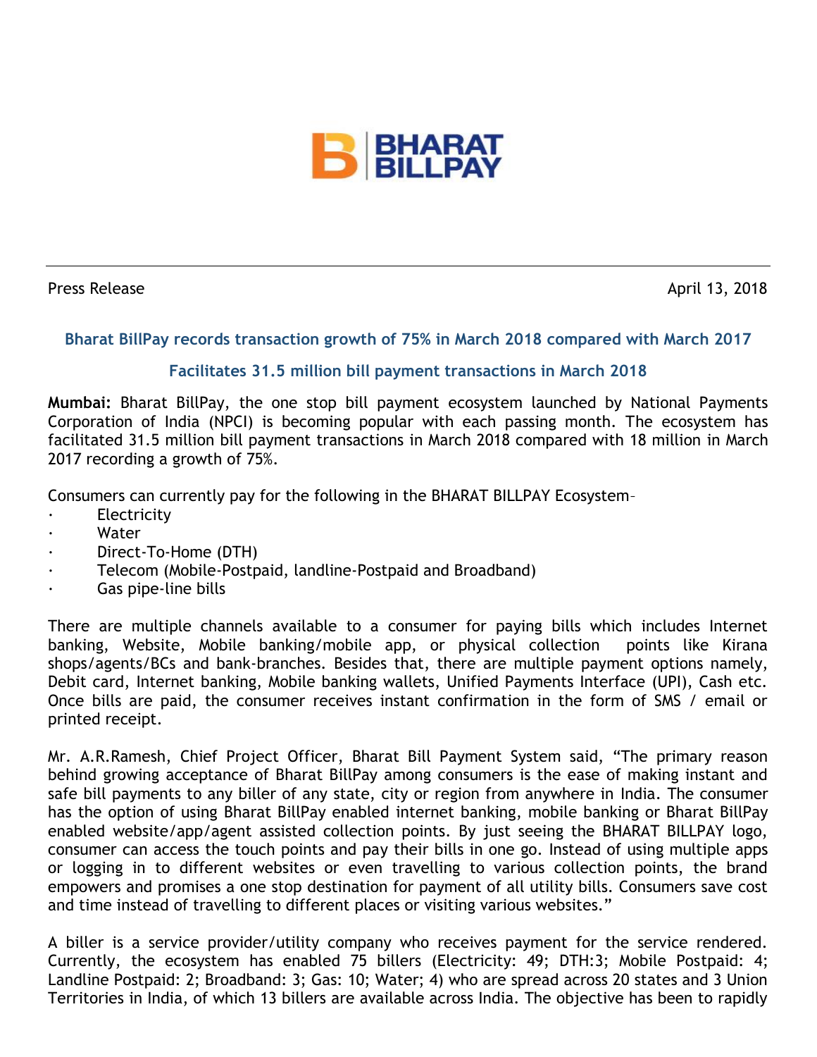BHARAT BILLPAY

Press Release

April 13, 2018

## Bharat BillPay records transaction growth of 75% in March 2018 compared with March 2017

### Facilitates 31.5 million bill payment transactions in March 2018

**Mumbai:** Bharat BillPay, the one stop bill payment ecosystem launched by National Payments Corporation of India (NPCI) is becoming popular with each passing month. The ecosystem has facilitated 31.5 million bill payment transactions in March 2018 compared with 18 million in March 2017 recording a growth of 75%.

Consumers can currently pay for the following in the BHARAT BILLPAY Ecosystem–

- Electricity
- Water
- Direct-To-Home (DTH)
- Telecom (Mobile-Postpaid, landline-Postpaid and Broadband)
- Gas pipe-line bills

There are multiple channels available to a consumer for paying bills which includes Internet banking, Website, Mobile banking/mobile app, or physical collection points like Kirana shops/agents/BCs and bank-branches. Besides that, there are multiple payment options namely, Debit card, Internet banking, Mobile banking wallets, Unified Payments Interface (UPI), Cash etc. Once bills are paid, the consumer receives instant confirmation in the form of SMS / email or printed receipt.

Mr. A.R.Ramesh, Chief Project Officer, Bharat Bill Payment System said, "The primary reason behind growing acceptance of Bharat BillPay among consumers is the ease of making instant and safe bill payments to any biller of any state, city or region from anywhere in India. The consumer has the option of using Bharat BillPay enabled internet banking, mobile banking or Bharat BillPay enabled website/app/agent assisted collection points. By just seeing the BHARAT BILLPAY logo, consumer can access the touch points and pay their bills in one go. Instead of using multiple apps or logging in to different websites or even travelling to various collection points, the brand empowers and promises a one stop destination for payment of all utility bills. Consumers save cost and time instead of travelling to different places or visiting various websites."

A biller is a service provider/utility company who receives payment for the service rendered. Currently, the ecosystem has enabled 75 billers (Electricity: 49; DTH:3; Mobile Postpaid: 4; Landline Postpaid: 2; Broadband: 3; Gas: 10; Water; 4) who are spread across 20 states and 3 Union Territories in India, of which 13 billers are available across India. The objective has been to rapidly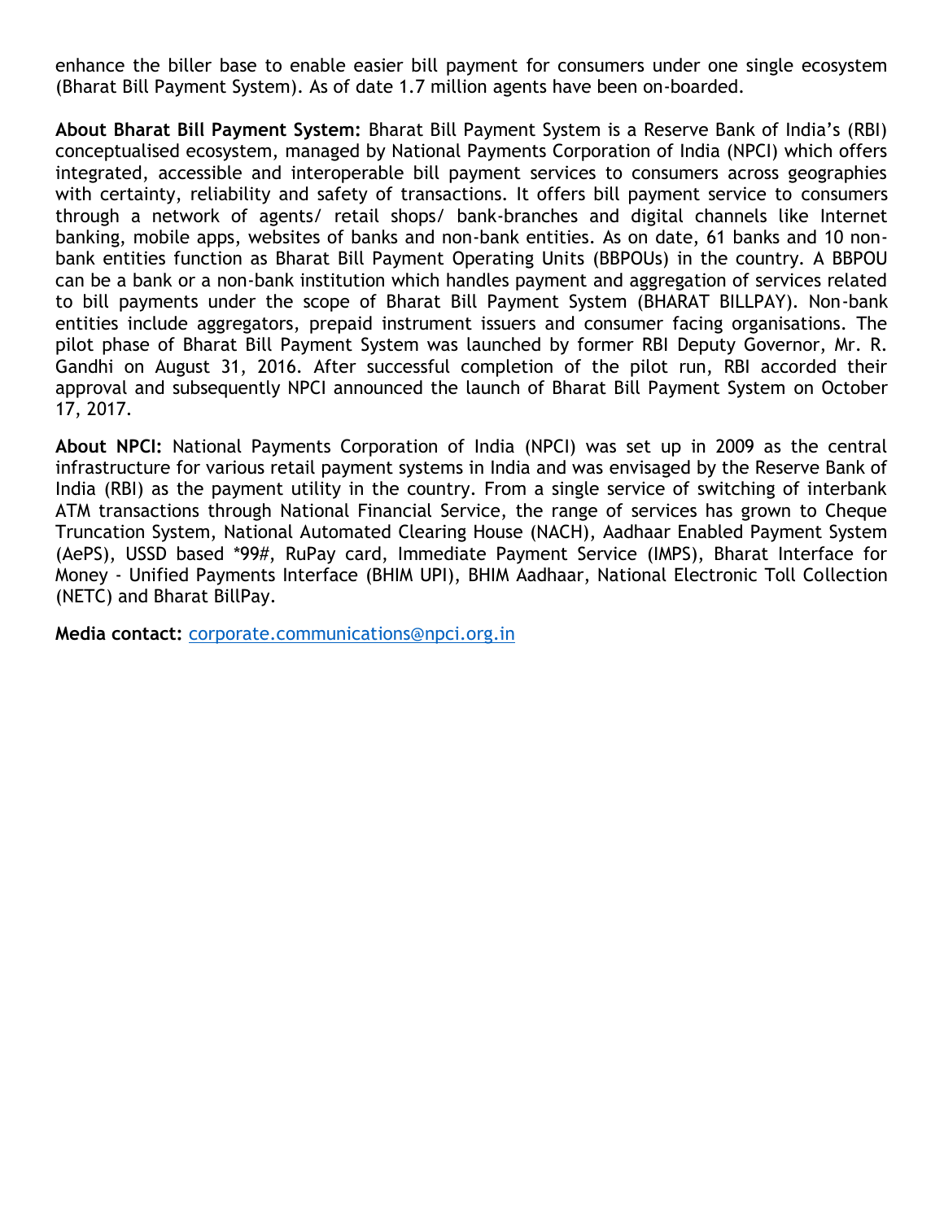enhance the biller base to enable easier bill payment for consumers under one single ecosystem (Bharat Bill Payment System). As of date 1.7 million agents have been on-boarded.

**About Bharat Bill Payment System:** Bharat Bill Payment System is a Reserve Bank of India's (RBI) conceptualised ecosystem, managed by National Payments Corporation of India (NPCI) which offers integrated, accessible and interoperable bill payment services to consumers across geographies with certainty, reliability and safety of transactions. It offers bill payment service to consumers through a network of agents/ retail shops/ bank-branches and digital channels like Internet banking, mobile apps, websites of banks and non-bank entities. As on date, 61 banks and 10 non-bank entities function as Bharat Bill Payment Operating Units (BBPOUs) in the country. A BBPOU can be a bank or a non-bank institution which handles payment and aggregation of services related to bill payments under the scope of Bharat Bill Payment System (BHARAT BILLPAY). Non-bank entities include aggregators, prepaid instrument issuers and consumer facing organisations. The pilot phase of Bharat Bill Payment System was launched by former RBI Deputy Governor, Mr. R. Gandhi on August 31, 2016. After successful completion of the pilot run, RBI accorded their approval and subsequently NPCI announced the launch of Bharat Bill Payment System on October 17, 2017.

**About NPCI:** National Payments Corporation of India (NPCI) was set up in 2009 as the central infrastructure for various retail payment systems in India and was envisaged by the Reserve Bank of India (RBI) as the payment utility in the country. From a single service of switching of interbank ATM transactions through National Financial Service, the range of services has grown to Cheque Truncation System, National Automated Clearing House (NACH), Aadhaar Enabled Payment System (AePS), USSD based *99#, RuPay card, Immediate Payment Service (IMPS), Bharat Interface for Money - Unified Payments Interface (BHIM UPI), BHIM Aadhaar, National Electronic Toll Collection (NETC) and Bharat BillPay.

**Media contact:** corporate.communications@npci.org.in